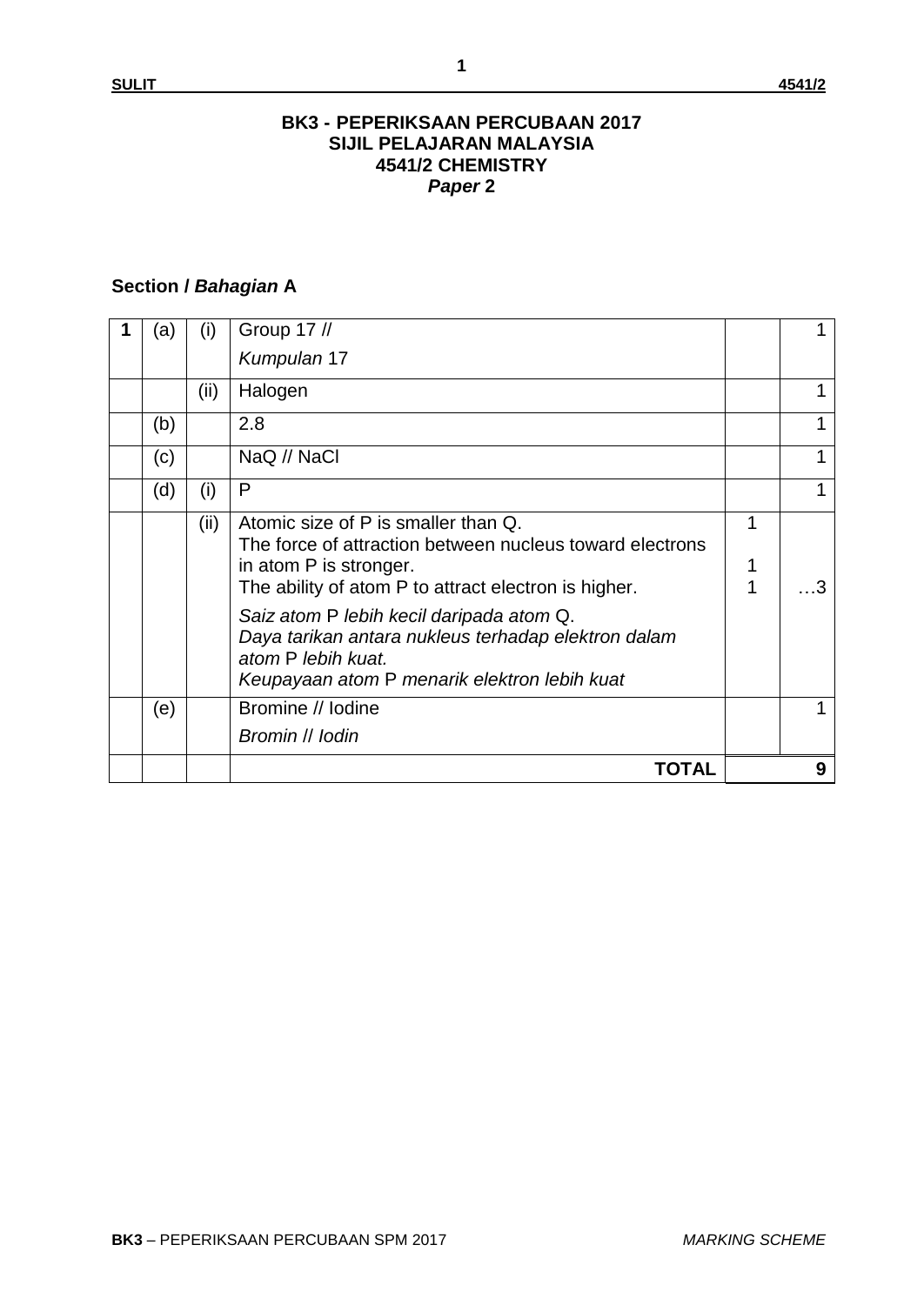**BK3 - PEPERIKSAAN PERCUBAAN 2017**
**SIJIL PELAJARAN MALAYSIA**
**4541/2 CHEMISTRY**
***Paper* 2**

## Section / *Bahagian* A

| | | | | | |
|---|---|---|---|---|---|
| **1** | (a) | (i) | Group 17 // <br> *Kumpulan* 17 | | 1 |
| | | (ii) | Halogen | | 1 |
| | (b) | | 2.8 | | 1 |
| | (c) | | NaQ // NaCl | | 1 |
| | (d) | (i) | P | | 1 |
| | | (ii) | Atomic size of P is smaller than Q. <br> The force of attraction between nucleus toward electrons in atom P is stronger. <br> The ability of atom P to attract electron is higher. <br><br> *Saiz atom* P *lebih kecil daripada atom* Q. <br> *Daya tarikan antara nukleus terhadap elektron dalam atom* P *lebih kuat.* <br> *Keupayaan atom* P *menarik elektron lebih kuat* | 1 <br> 1 <br> 1 | …3 |
| | (e) | | Bromine // Iodine <br> *Bromin // Iodin* | | 1 |
| | | | **TOTAL** | | **9** |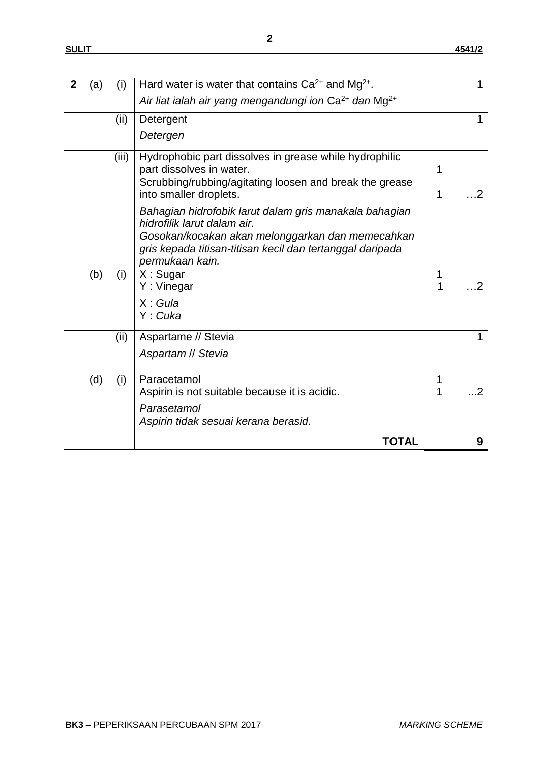| | | | | | |
|---|---|---|---|---|---|
| **2** | (a) | (i) | Hard water is water that contains $Ca^{2+}$ and $Mg^{2+}$.<br>*Air liat ialah air yang mengandungi ion* $Ca^{2+}$ *dan* $Mg^{2+}$ | | 1 |
| | | (ii) | Detergent<br>*Detergen* | | 1 |
| | | (iii) | Hydrophobic part dissolves in grease while hydrophilic part dissolves in water.<br>Scrubbing/rubbing/agitating loosen and break the grease into smaller droplets.<br>*Bahagian hidrofobik larut dalam gris manakala bahagian hidrofilik larut dalam air.*<br>*Gosokan/kocakan akan melonggarkan dan memecahkan gris kepada titisan-titisan kecil dan tertanggal daripada permukaan kain.* | 1<br>1 | …2 |
| | (b) | (i) | X : Sugar<br>Y : Vinegar<br>X : *Gula*<br>Y : *Cuka* | 1<br>1 | …2 |
| | | (ii) | Aspartame // Stevia<br>*Aspartam // Stevia* | | 1 |
| | (d) | (i) | Paracetamol<br>Aspirin is not suitable because it is acidic.<br>*Parasetamol*<br>*Aspirin tidak sesuai kerana berasid.* | 1<br>1 | ...2 |
| | | | **TOTAL** | | **9** |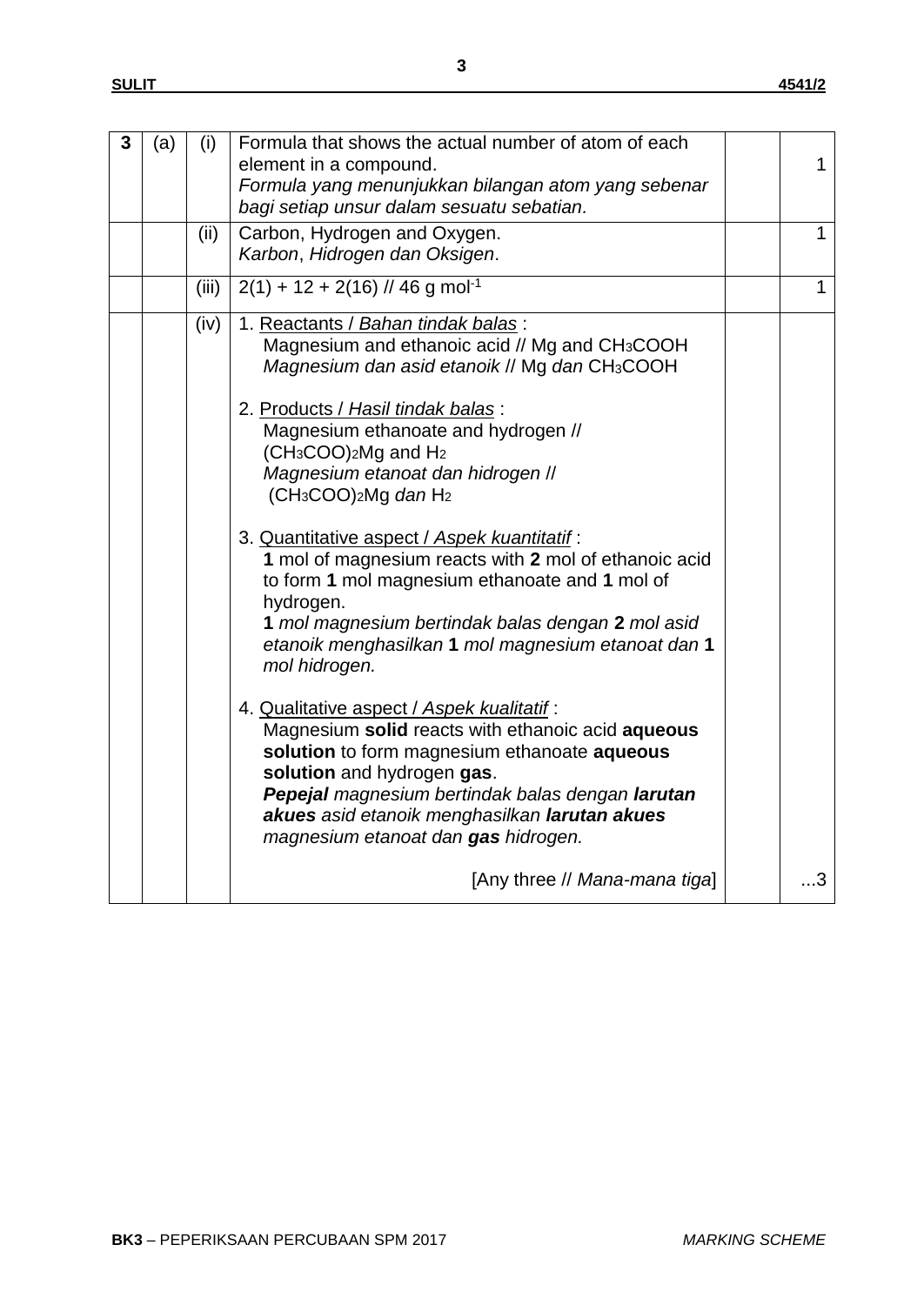| | | | | | |
|---|---|---|---|---|---|
| **3** | (a) | (i) | Formula that shows the actual number of atom of each element in a compound.<br>*Formula yang menunjukkan bilangan atom yang sebenar bagi setiap unsur dalam sesuatu sebatian.* | | 1 |
| | | (ii) | Carbon, Hydrogen and Oxygen.<br>*Karbon, Hidrogen dan Oksigen.* | | 1 |
| | | (iii) | 2(1) + 12 + 2(16) // 46 g mol$^{-1}$ | | 1 |
| | | (iv) | 1. <u>Reactants / *Bahan tindak balas*</u> :<br>Magnesium and ethanoic acid // Mg and $CH_3COOH$<br>*Magnesium dan asid etanoik* // Mg *dan* $CH_3COOH$<br><br>2. <u>Products / *Hasil tindak balas*</u> :<br>Magnesium ethanoate and hydrogen //<br>$(CH_3COO)_2Mg$ and $H_2$<br>*Magnesium etanoat dan hidrogen* //<br>$(CH_3COO)_2Mg$ *dan* $H_2$<br><br>3. <u>Quantitative aspect / *Aspek kuantitatif*</u> :<br>**1** mol of magnesium reacts with **2** mol of ethanoic acid to form **1** mol magnesium ethanoate and **1** mol of hydrogen.<br>***1** mol magnesium bertindak balas dengan **2** mol asid etanoik menghasilkan **1** mol magnesium etanoat dan **1** mol hidrogen.*<br><br>4. <u>Qualitative aspect / *Aspek kualitatif*</u> :<br>Magnesium **solid** reacts with ethanoic acid **aqueous solution** to form magnesium ethanoate **aqueous solution** and hydrogen **gas**.<br>***Pepejal** magnesium bertindak balas dengan **larutan akues** asid etanoik menghasilkan **larutan akues** magnesium etanoat dan **gas** hidrogen.*<br><br>[Any three // *Mana-mana tiga*] | | ...3 |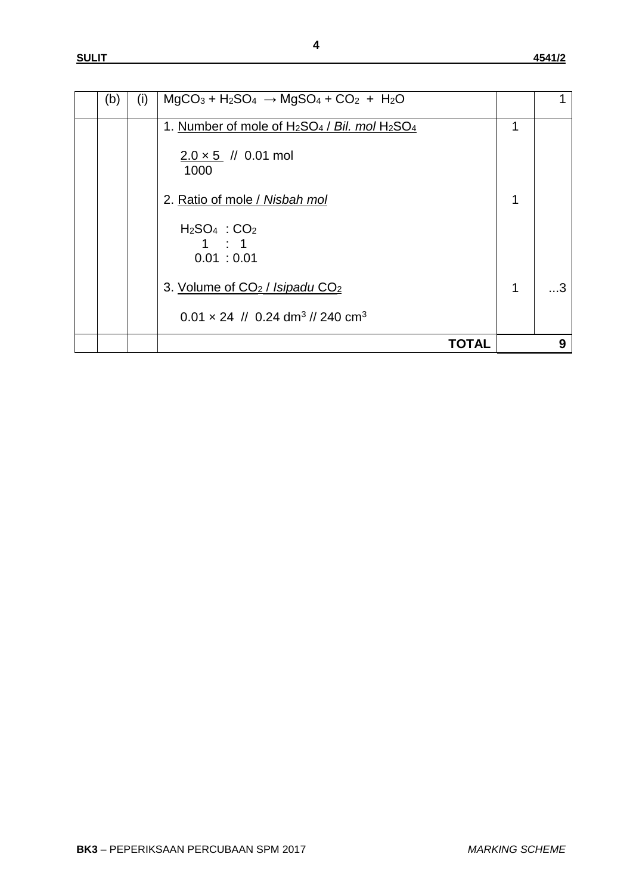| | | | | | |
|---|---|---|---|---|---|
| | (b) | (i) | $MgCO_3 + H_2SO_4 \rightarrow MgSO_4 + CO_2 + H_2O$ | | 1 |
| | | | 1. Number of mole of $H_2SO_4$ / *Bil. mol* $H_2SO_4$<br><br>$\frac{2.0 \times 5}{1000}$ // 0.01 mol<br><br>2. Ratio of mole / *Nisbah mol*<br><br>$H_2SO_4$ : $CO_2$<br>1 : 1<br>0.01 : 0.01<br><br>3. Volume of $CO_2$ / *Isipadu* $CO_2$<br><br>$0.01 \times 24$ // 0.24 $dm^3$ // 240 $cm^3$ | 1<br><br><br><br>1<br><br><br><br><br>1 | <br><br><br><br><br><br><br><br><br>...3 |
| | | | **TOTAL** | | 9 |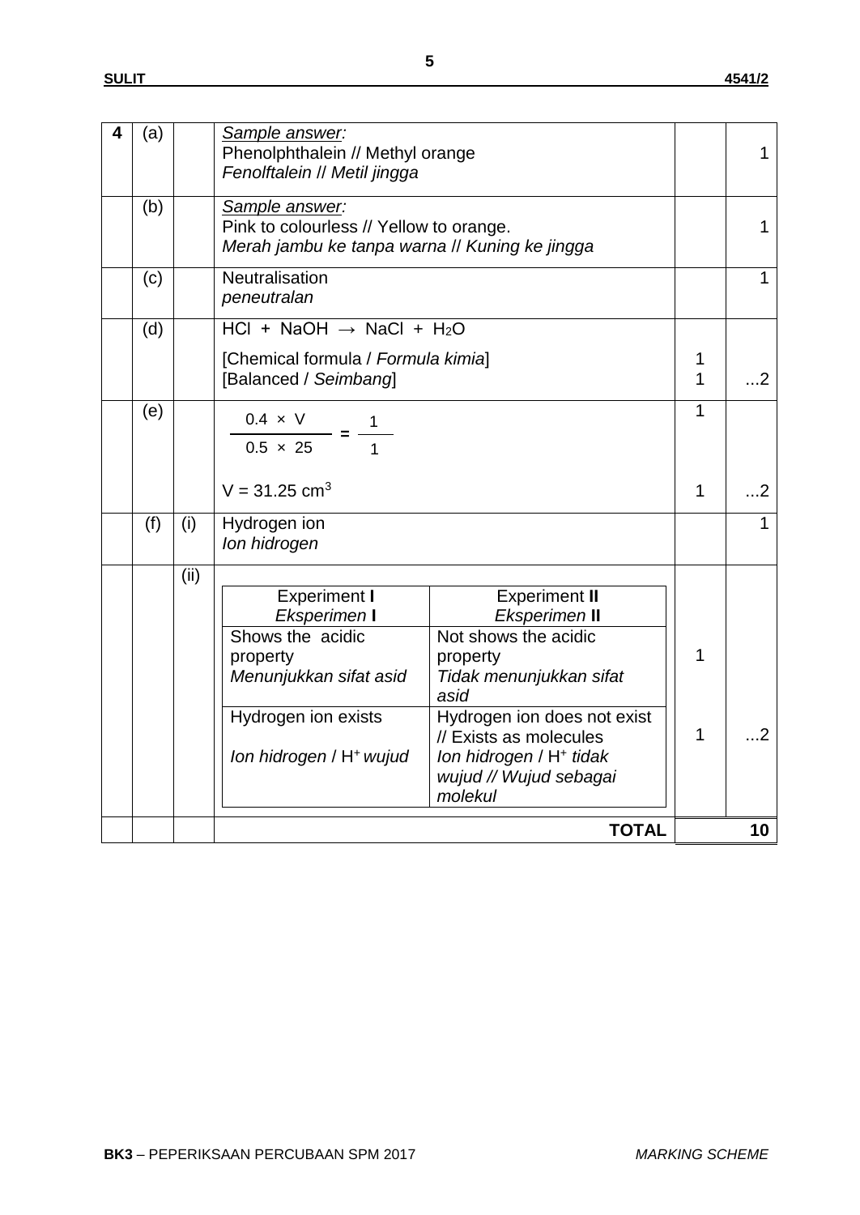| | | | | | |
|---|---|---|---|---|---|
| **4** | (a) | | *Sample answer:*<br>Phenolphthalein // Methyl orange<br>*Fenolftalein // Metil jingga* | | 1 |
| | (b) | | *Sample answer:*<br>Pink to colourless // Yellow to orange.<br>*Merah jambu ke tanpa warna // Kuning ke jingga* | | 1 |
| | (c) | | Neutralisation<br>*peneutralan* | | 1 |
| | (d) | | $HCl + NaOH \rightarrow NaCl + H_2O$<br>[Chemical formula / *Formula kimia*]<br>[Balanced / *Seimbang*] | 1<br>1 | ...2 |
| | (e) | | $\dfrac{0.4 \times V}{0.5 \times 25} = \dfrac{1}{1}$<br>$V = 31.25$ cm$^3$ | 1<br>1 | ...2 |
| | (f) | (i) | Hydrogen ion<br>*Ion hidrogen* | | 1 |
| | | (ii) | See table below | 1<br>1 | ...2 |
| | | | **TOTAL** | | **10** |

(f)(ii)

| Experiment **I**<br>*Eksperimen* **I** | Experiment **II**<br>*Eksperimen* **II** |
|---|---|
| Shows the acidic property<br>*Menunjukkan sifat asid* | Not shows the acidic property<br>*Tidak menunjukkan sifat asid* |
| Hydrogen ion exists<br>*Ion hidrogen / $H^+$ wujud* | Hydrogen ion does not exist // Exists as molecules<br>*Ion hidrogen / $H^+$ tidak wujud // Wujud sebagai molekul* |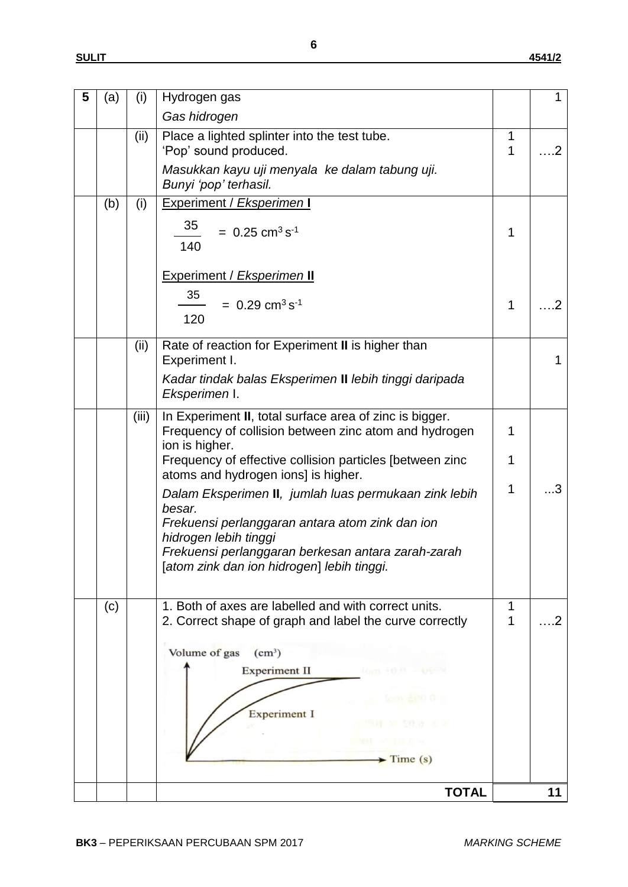| 5 | (a) | (i) | Hydrogen gas<br>*Gas hidrogen* | | 1 |
|---|---|---|---|---|---|
| | | (ii) | Place a lighted splinter into the test tube.<br>'Pop' sound produced.<br>*Masukkan kayu uji menyala ke dalam tabung uji.*<br>*Bunyi 'pop' terhasil.* | 1<br>1 | ….2 |
| | (b) | (i) | Experiment / *Eksperimen* **I**<br>$\frac{35}{140} = 0.25 \text{ cm}^3 \text{ s}^{-1}$<br>Experiment / *Eksperimen* **II**<br>$\frac{35}{120} = 0.29 \text{ cm}^3 \text{ s}^{-1}$ | 1<br><br>1 | ….2 |
| | | (ii) | Rate of reaction for Experiment **II** is higher than Experiment I.<br>*Kadar tindak balas Eksperimen* **II** *lebih tinggi daripada Eksperimen* I. | | 1 |
| | | (iii) | In Experiment **II**, total surface area of zinc is bigger.<br>Frequency of collision between zinc atom and hydrogen ion is higher.<br>Frequency of effective collision particles [between zinc atoms and hydrogen ions] is higher.<br>*Dalam Eksperimen* **II**, *jumlah luas permukaan zink lebih besar.*<br>*Frekuensi perlanggaran antara atom zink dan ion hidrogen lebih tinggi*<br>*Frekuensi perlanggaran berkesan antara zarah-zarah [atom zink dan ion hidrogen] lebih tinggi.* | 1<br>1<br>1 | ...3 |
| | (c) | | 1. Both of axes are labelled and with correct units.<br>2. Correct shape of graph and label the curve correctly<br>[Graph: Volume of gas (cm³) vs Time (s), curves labelled Experiment II and Experiment I] | 1<br>1 | ….2 |
| | | | **TOTAL** | | **11** |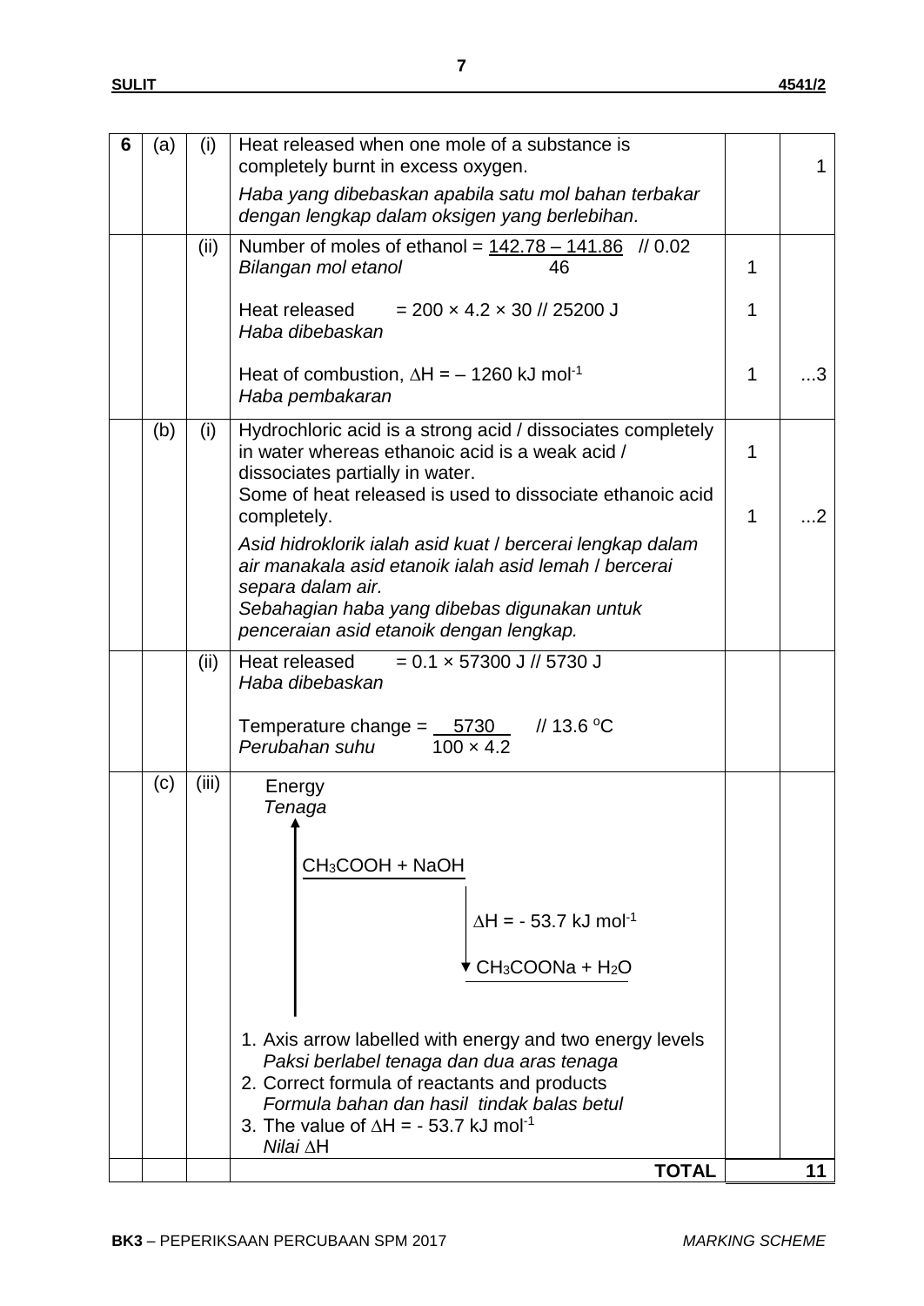| | | | | | |
|---|---|---|---|---|---|
| **6** | (a) | (i) | Heat released when one mole of a substance is completely burnt in excess oxygen.<br>*Haba yang dibebaskan apabila satu mol bahan terbakar dengan lengkap dalam oksigen yang berlebihan.* | | 1 |
| | | (ii) | Number of moles of ethanol = $\frac{142.78 - 141.86}{46}$ // 0.02<br>*Bilangan mol etanol* | 1 | |
| | | | Heat released = 200 × 4.2 × 30 // 25200 J<br>*Haba dibebaskan* | 1 | |
| | | | Heat of combustion, $\Delta H$ = – 1260 kJ mol$^{-1}$<br>*Haba pembakaran* | 1 | ...3 |
| | (b) | (i) | Hydrochloric acid is a strong acid / dissociates completely in water whereas ethanoic acid is a weak acid / dissociates partially in water. | 1 | |
| | | | Some of heat released is used to dissociate ethanoic acid completely.<br>*Asid hidroklorik ialah asid kuat / bercerai lengkap dalam air manakala asid etanoik ialah asid lemah / bercerai separa dalam air.*<br>*Sebahagian haba yang dibebas digunakan untuk penceraian asid etanoik dengan lengkap.* | 1 | ...2 |
| | | (ii) | Heat released = 0.1 × 57300 J // 5730 J<br>*Haba dibebaskan*<br><br>Temperature change = $\frac{5730}{100 \times 4.2}$ // 13.6 $^{o}$C<br>*Perubahan suhu* | | |
| | (c) | (iii) | Energy<br>*Tenaga*<br><br>$CH_3COOH$ + NaOH<br><br>$\Delta H$ = - 53.7 kJ mol$^{-1}$<br><br>$CH_3COONa$ + $H_2O$<br><br>1. Axis arrow labelled with energy and two energy levels<br>*Paksi berlabel tenaga dan dua aras tenaga*<br>2. Correct formula of reactants and products<br>*Formula bahan dan hasil tindak balas betul*<br>3. The value of $\Delta H$ = - 53.7 kJ mol$^{-1}$<br>*Nilai* $\Delta H$ | | |
| | | | **TOTAL** | | **11** |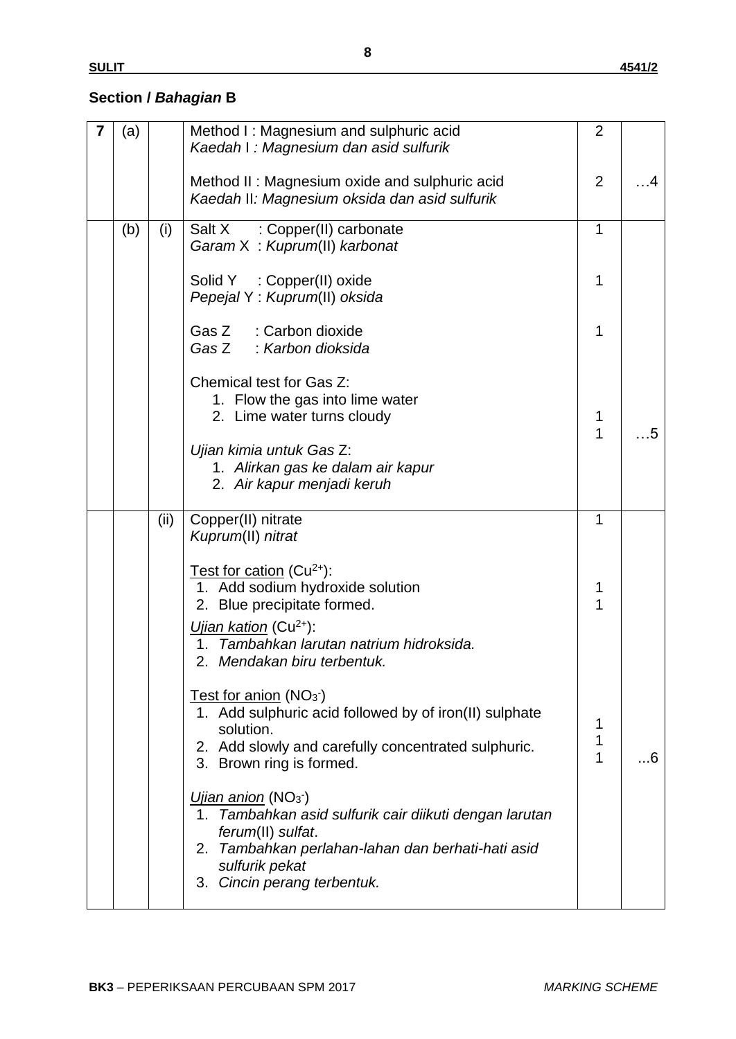## Section / *Bahagian* B

| | | | | | |
|---|---|---|---|---|---|
| **7** | (a) | | Method I : Magnesium and sulphuric acid<br>*Kaedah I : Magnesium dan asid sulfurik*<br><br>Method II : Magnesium oxide and sulphuric acid<br>*Kaedah II: Magnesium oksida dan asid sulfurik* | 2<br><br><br>2 | …4 |
| | (b) | (i) | Salt X : Copper(II) carbonate<br>*Garam* X : *Kuprum*(II) *karbonat*<br><br>Solid Y : Copper(II) oxide<br>*Pepejal* Y : *Kuprum*(II) *oksida*<br><br>Gas Z : Carbon dioxide<br>*Gas* Z : *Karbon dioksida*<br><br>Chemical test for Gas Z:<br>1. Flow the gas into lime water<br>2. Lime water turns cloudy<br><br>*Ujian kimia untuk Gas* Z:<br>1. *Alirkan gas ke dalam air kapur*<br>2. *Air kapur menjadi keruh* | 1<br><br><br>1<br><br><br>1<br><br><br><br><br>1<br>1 | …5 |
| | | (ii) | Copper(II) nitrate<br>*Kuprum*(II) *nitrat*<br><br><u>Test for cation</u> ($Cu^{2+}$):<br>1. Add sodium hydroxide solution<br>2. Blue precipitate formed.<br><br>*<u>Ujian kation</u>* ($Cu^{2+}$):<br>1. *Tambahkan larutan natrium hidroksida.*<br>2. *Mendakan biru terbentuk.*<br><br><u>Test for anion</u> ($NO_3^-$)<br>1. Add sulphuric acid followed by of iron(II) sulphate solution.<br>2. Add slowly and carefully concentrated sulphuric.<br>3. Brown ring is formed.<br><br>*<u>Ujian anion</u>* ($NO_3^-$)<br>1. *Tambahkan asid sulfurik cair diikuti dengan larutan ferum*(II) *sulfat*.<br>2. *Tambahkan perlahan-lahan dan berhati-hati asid sulfurik pekat*<br>3. *Cincin perang terbentuk.* | 1<br><br><br><br>1<br>1<br><br><br><br><br><br><br>1<br>1<br>1 | ...6 |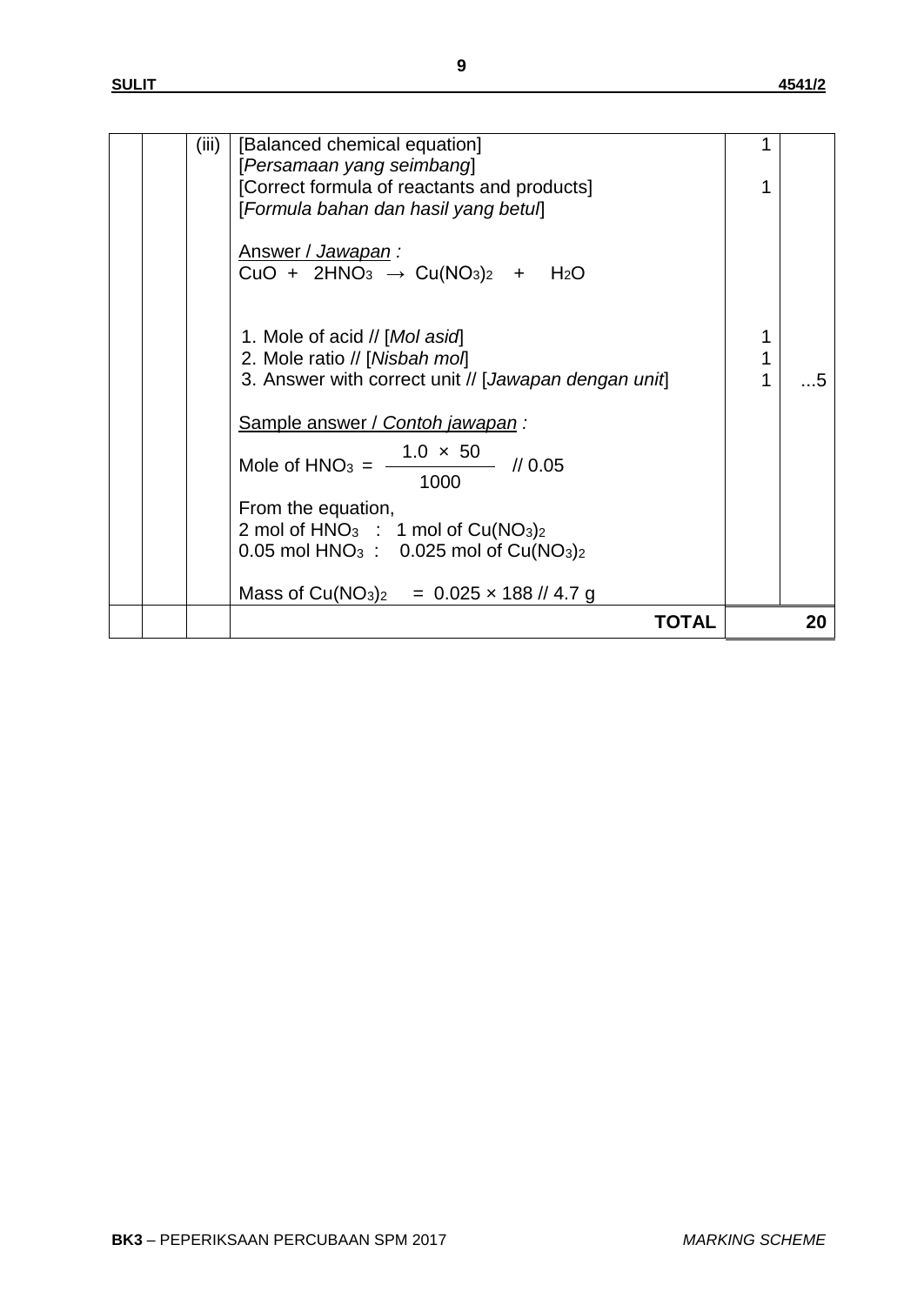| | | | | | |
|---|---|---|---|---|---|
| | | (iii) | [Balanced chemical equation]<br>[*Persamaan yang seimbang*]<br>[Correct formula of reactants and products]<br>[*Formula bahan dan hasil yang betul*]<br><br>Answer / *Jawapan :*<br>$CuO + 2HNO_3 \rightarrow Cu(NO_3)_2 + H_2O$<br><br>1. Mole of acid // [*Mol asid*]<br>2. Mole ratio // [*Nisbah mol*]<br>3. Answer with correct unit // [*Jawapan dengan unit*]<br><br>Sample answer / *Contoh jawapan :*<br>Mole of $HNO_3 = \frac{1.0 \times 50}{1000}$ // 0.05<br>From the equation,<br>2 mol of $HNO_3$ : 1 mol of $Cu(NO_3)_2$<br>0.05 mol $HNO_3$ : 0.025 mol of $Cu(NO_3)_2$<br><br>Mass of $Cu(NO_3)_2$ = 0.025 × 188 // 4.7 g | 1<br><br>1<br><br><br><br><br><br>1<br>1<br>1 | <br><br><br><br><br><br><br><br><br><br>...5 |
| | | | **TOTAL** | | **20** |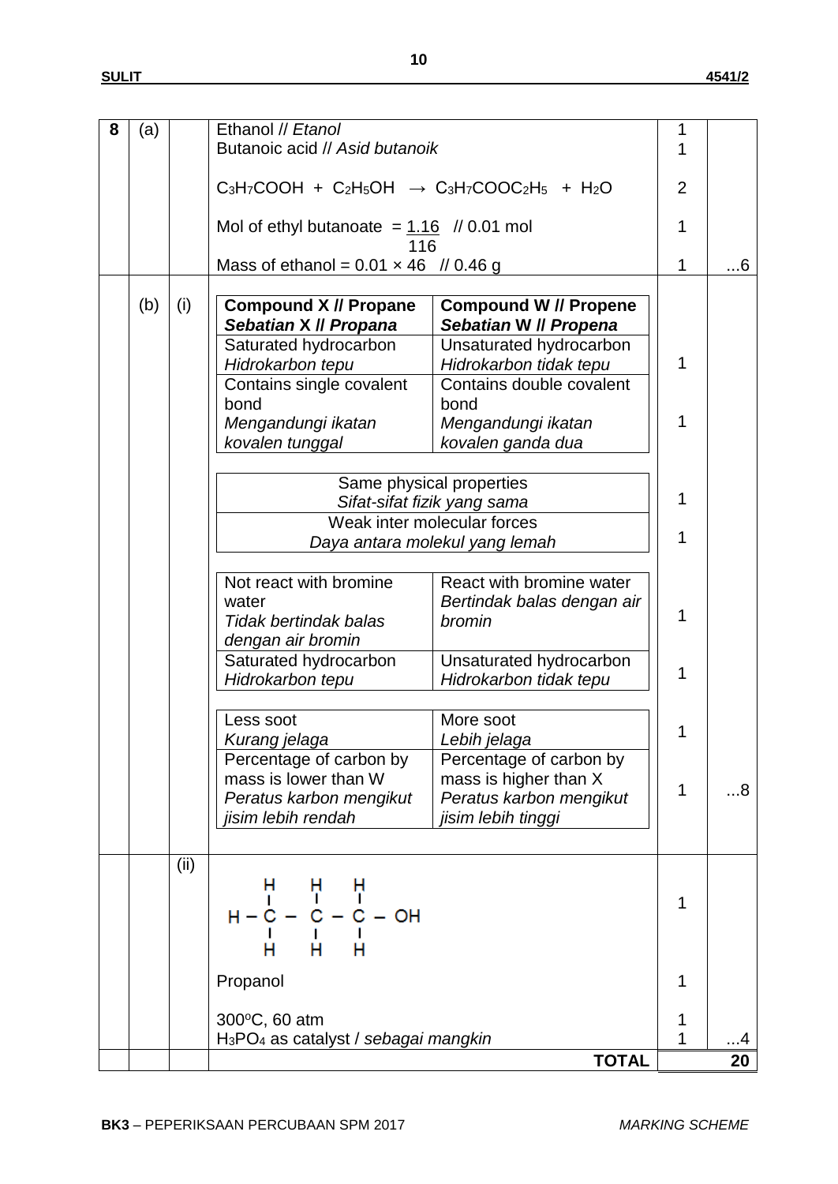| | | | | | | |
|---|---|---|---|---|---|---|
| 8 | (a) | | Ethanol // *Etanol* | | 1 | |
| | | | Butanoic acid // *Asid butanoik* | | 1 | |
| | | | $C_3H_7COOH + C_2H_5OH \rightarrow C_3H_7COOC_2H_5 + H_2O$ | | 2 | |
| | | | Mol of ethyl butanoate $= \frac{1.16}{116}$ // 0.01 mol | | 1 | |
| | | | Mass of ethanol = 0.01 × 46 // 0.46 g | | 1 | ...6 |
| | (b) | (i) | **Compound X // Propane** ***Sebatian* X *// Propana*** | **Compound W // Propene** ***Sebatian* W *// Propena*** | | |
| | | | Saturated hydrocarbon *Hidrokarbon tepu* | Unsaturated hydrocarbon *Hidrokarbon tidak tepu* | 1 | |
| | | | Contains single covalent bond *Mengandungi ikatan kovalen tunggal* | Contains double covalent bond *Mengandungi ikatan kovalen ganda dua* | 1 | |
| | | | Same physical properties *Sifat-sifat fizik yang sama* | | 1 | |
| | | | Weak inter molecular forces *Daya antara molekul yang lemah* | | 1 | |
| | | | Not react with bromine water *Tidak bertindak balas dengan air bromin* | React with bromine water *Bertindak balas dengan air bromin* | 1 | |
| | | | Saturated hydrocarbon *Hidrokarbon tepu* | Unsaturated hydrocarbon *Hidrokarbon tidak tepu* | 1 | |
| | | | Less soot *Kurang jelaga* | More soot *Lebih jelaga* | 1 | |
| | | | Percentage of carbon by mass is lower than W *Peratus karbon mengikut jisim lebih rendah* | Percentage of carbon by mass is higher than X *Peratus karbon mengikut jisim lebih tinggi* | 1 | ...8 |
| | | (ii) | $H-C(H)(H)-C(H)(H)-C(H)(H)-OH$ (structural formula: H–C–C–C–OH with H above and below each C) | | 1 | |
| | | | Propanol | | 1 | |
| | | | 300°C, 60 atm | | 1 | |
| | | | $H_3PO_4$ as catalyst / *sebagai mangkin* | | 1 | ...4 |
| | | | **TOTAL** | | | **20** |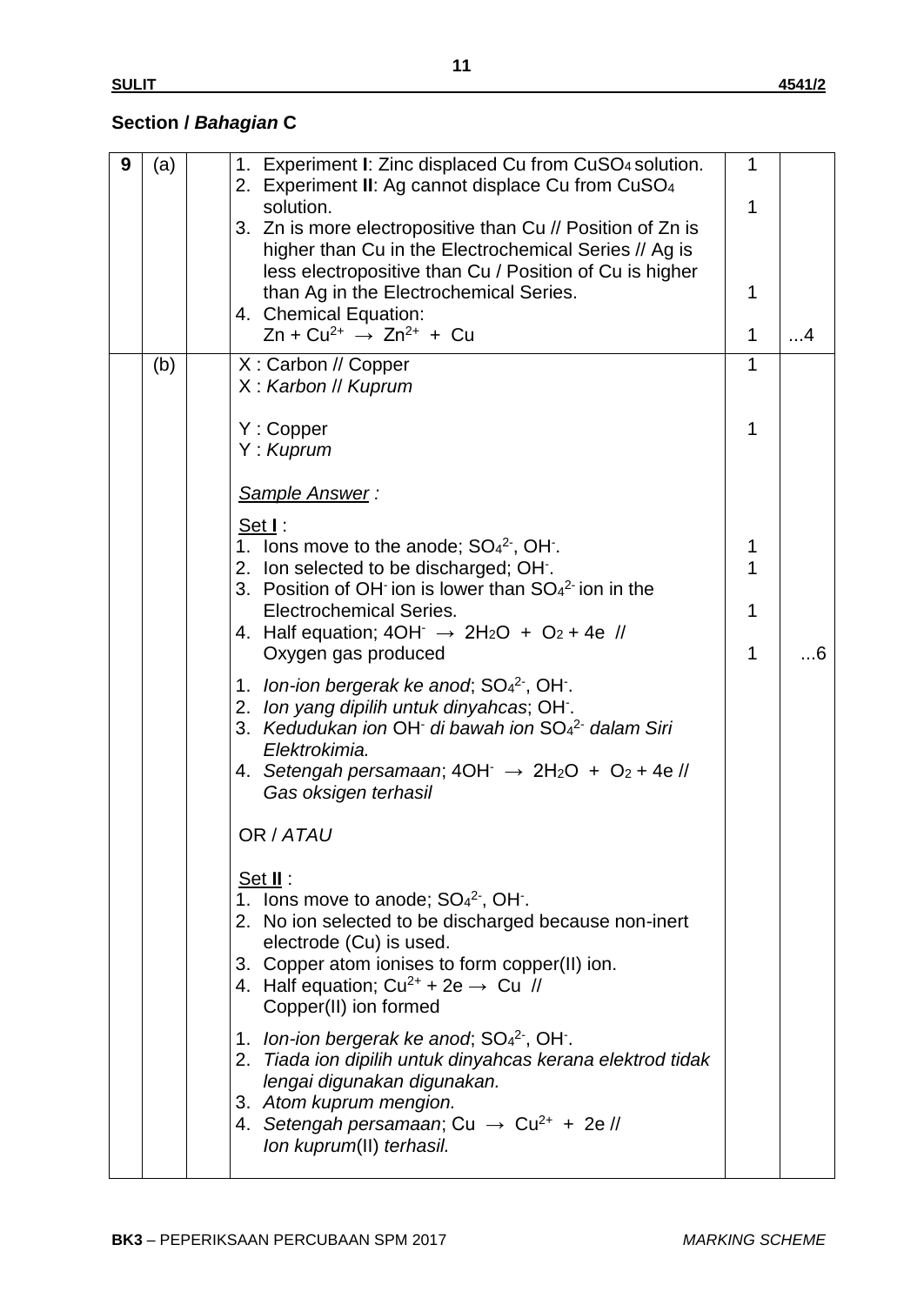## Section / *Bahagian* C

| | | | | | |
|---|---|---|---|---|---|
| **9** | (a) | | 1. Experiment **I**: Zinc displaced Cu from $CuSO_4$ solution.<br>2. Experiment **II**: Ag cannot displace Cu from $CuSO_4$ solution.<br>3. Zn is more electropositive than Cu // Position of Zn is higher than Cu in the Electrochemical Series // Ag is less electropositive than Cu / Position of Cu is higher than Ag in the Electrochemical Series.<br>4. Chemical Equation:<br>$Zn + Cu^{2+} \rightarrow Zn^{2+} + Cu$ | 1<br><br>1<br><br><br><br>1<br><br>1 | ...4 |
| | (b) | | X : Carbon // Copper<br>X : *Karbon* // *Kuprum*<br><br>Y : Copper<br>Y : *Kuprum*<br><br>Sample Answer :<br><br>Set **I** :<br>1. Ions move to the anode; $SO_4^{2-}$, $OH^-$.<br>2. Ion selected to be discharged; $OH^-$.<br>3. Position of $OH^-$ ion is lower than $SO_4^{2-}$ ion in the Electrochemical Series.<br>4. Half equation; $4OH^- \rightarrow 2H_2O + O_2 + 4e$ // Oxygen gas produced<br><br>1. *Ion-ion bergerak ke anod*; $SO_4^{2-}$, $OH^-$.<br>2. *Ion yang dipilih untuk dinyahcas*; $OH^-$.<br>3. *Kedudukan ion* $OH^-$ *di bawah ion* $SO_4^{2-}$ *dalam Siri Elektrokimia.*<br>4. *Setengah persamaan*; $4OH^- \rightarrow 2H_2O + O_2 + 4e$ // *Gas oksigen terhasil*<br><br>OR / *ATAU*<br><br>Set **II** :<br>1. Ions move to anode; $SO_4^{2-}$, $OH^-$.<br>2. No ion selected to be discharged because non-inert electrode (Cu) is used.<br>3. Copper atom ionises to form copper(II) ion.<br>4. Half equation; $Cu^{2+} + 2e \rightarrow Cu$ // Copper(II) ion formed<br><br>1. *Ion-ion bergerak ke anod*; $SO_4^{2-}$, $OH^-$.<br>2. *Tiada ion dipilih untuk dinyahcas kerana elektrod tidak lengai digunakan digunakan.*<br>3. *Atom kuprum mengion.*<br>4. *Setengah persamaan*; $Cu \rightarrow Cu^{2+} + 2e$ // *Ion kuprum*(II) *terhasil.* | 1<br><br><br>1<br><br><br><br><br>1<br>1<br><br>1<br><br>1 | <br><br><br><br><br><br><br><br><br><br><br><br><br>...6 |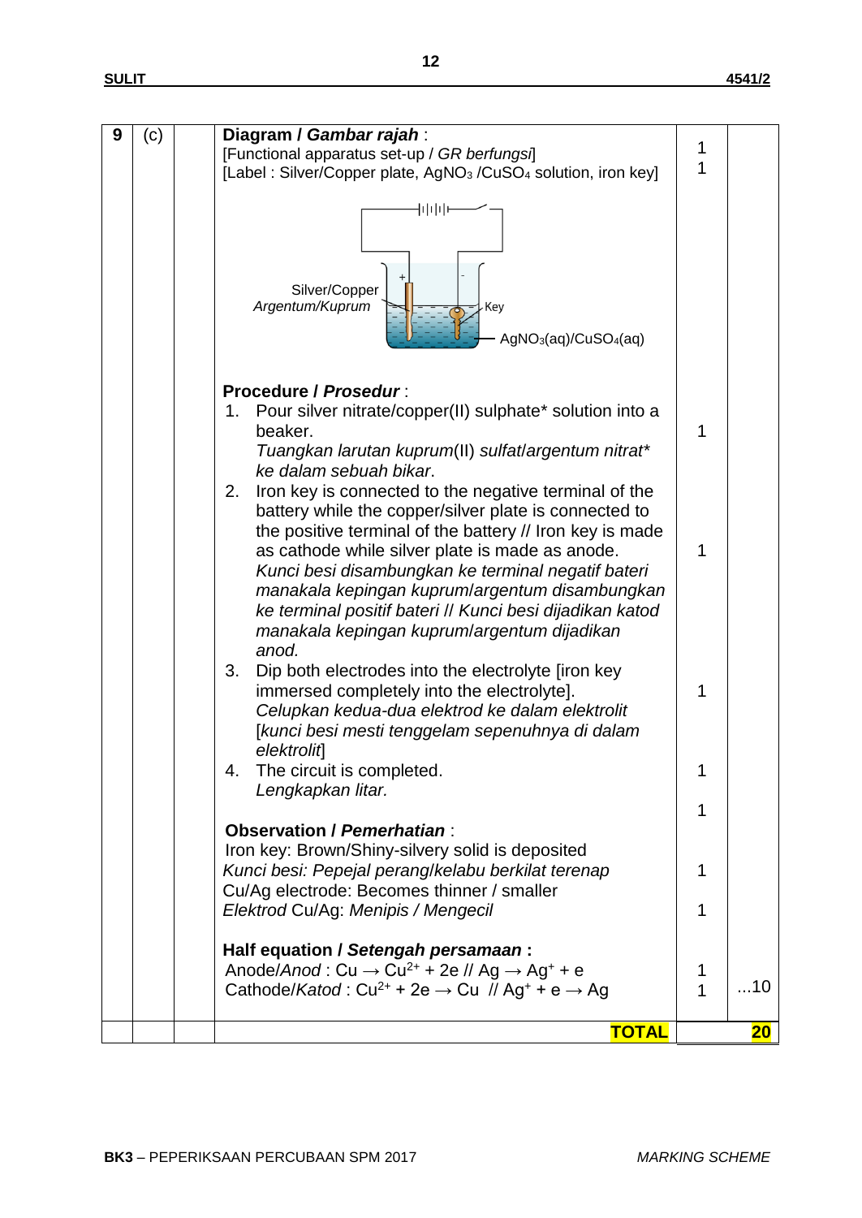| | | | | | |
|---|---|---|---|---|---|
| 9 | (c) | | **Diagram / *Gambar rajah*** :<br>[Functional apparatus set-up / *GR berfungsi*]<br>[Label : Silver/Copper plate, $AgNO_3$ /$CuSO_4$ solution, iron key]<br><br>Silver/Copper<br>*Argentum/Kuprum*<br>Key<br>$AgNO_3(aq)/CuSO_4(aq)$ | 1<br>1 | |
| | | | **Procedure / *Prosedur*** :<br>1. Pour silver nitrate/copper(II) sulphate* solution into a beaker.<br>*Tuangkan larutan kuprum(II) sulfat/argentum nitrat* ke dalam sebuah bikar.*<br>2. Iron key is connected to the negative terminal of the battery while the copper/silver plate is connected to the positive terminal of the battery // Iron key is made as cathode while silver plate is made as anode.<br>*Kunci besi disambungkan ke terminal negatif bateri manakala kepingan kuprum/argentum disambungkan ke terminal positif bateri // Kunci besi dijadikan katod manakala kepingan kuprum/argentum dijadikan anod.*<br>3. Dip both electrodes into the electrolyte [iron key immersed completely into the electrolyte].<br>*Celupkan kedua-dua elektrod ke dalam elektrolit [kunci besi mesti tenggelam sepenuhnya di dalam elektrolit]*<br>4. The circuit is completed.<br>*Lengkapkan litar.* | 1<br><br>1<br><br>1<br><br>1<br>1 | |
| | | | **Observation / *Pemerhatian*** :<br>Iron key: Brown/Shiny-silvery solid is deposited<br>*Kunci besi: Pepejal perang/kelabu berkilat terenap*<br>Cu/Ag electrode: Becomes thinner / smaller<br>*Elektrod Cu/Ag: Menipis / Mengecil* | 1<br><br>1 | |
| | | | **Half equation / *Setengah persamaan*** :<br>Anode/*Anod* : $Cu \rightarrow Cu^{2+} + 2e$ // $Ag \rightarrow Ag^{+} + e$<br>Cathode/*Katod* : $Cu^{2+} + 2e \rightarrow Cu$ // $Ag^{+} + e \rightarrow Ag$ | 1<br>1 | ...10 |
| | | | **TOTAL** | | **20** |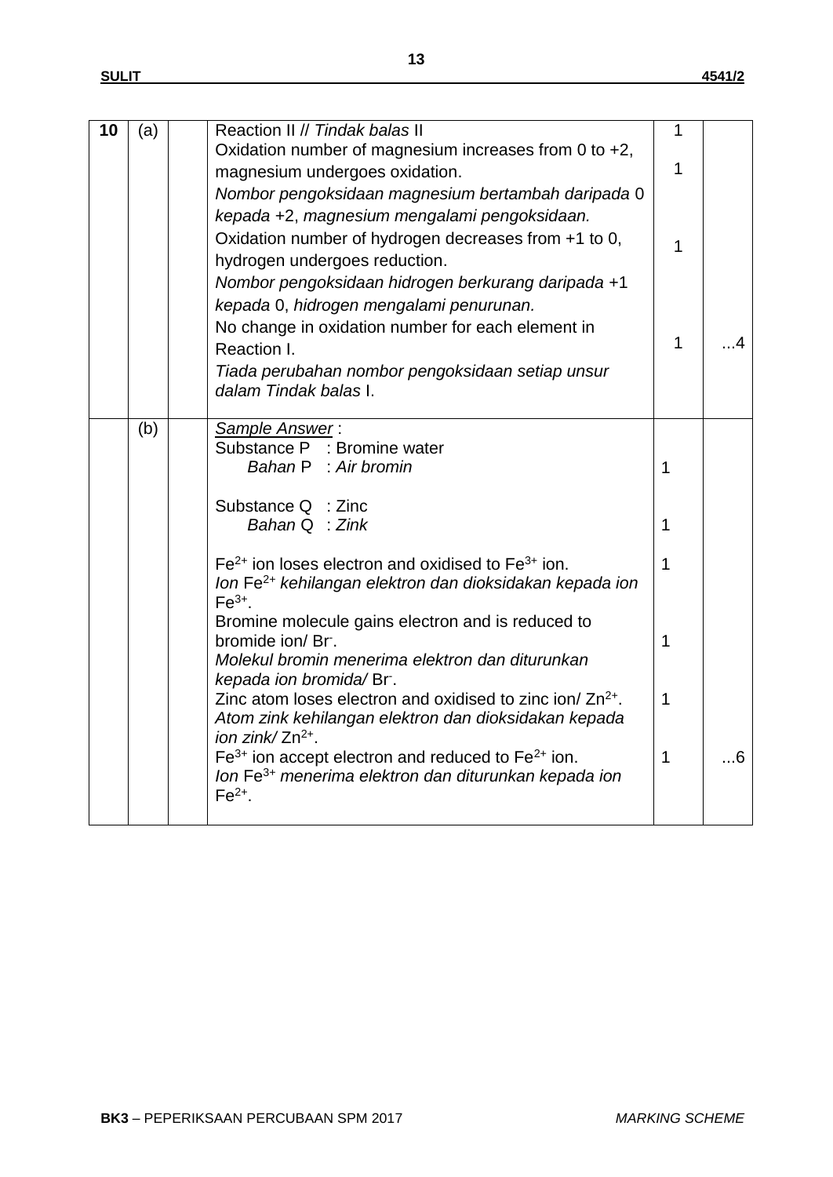| | | | | | |
|---|---|---|---|---|---|
| **10** | (a) | | Reaction II // *Tindak balas* II | 1 | |
| | | | Oxidation number of magnesium increases from 0 to +2, magnesium undergoes oxidation.<br>*Nombor pengoksidaan magnesium bertambah daripada* 0 *kepada* +2, *magnesium mengalami pengoksidaan.* | 1 | |
| | | | Oxidation number of hydrogen decreases from +1 to 0, hydrogen undergoes reduction.<br>*Nombor pengoksidaan hidrogen berkurang daripada* +1 *kepada* 0, *hidrogen mengalami penurunan.* | 1 | |
| | | | No change in oxidation number for each element in Reaction I.<br>*Tiada perubahan nombor pengoksidaan setiap unsur dalam Tindak balas* I. | 1 | ...4 |
| | (b) | | <u>*Sample Answer*</u> :<br>Substance P : Bromine water<br>*Bahan* P : *Air bromin* | 1 | |
| | | | Substance Q : Zinc<br>*Bahan* Q : *Zink* | 1 | |
| | | | $Fe^{2+}$ ion loses electron and oxidised to $Fe^{3+}$ ion.<br>*Ion* $Fe^{2+}$ *kehilangan elektron dan dioksidakan kepada ion* $Fe^{3+}$. | 1 | |
| | | | Bromine molecule gains electron and is reduced to bromide ion/ $Br^-$.<br>*Molekul bromin menerima elektron dan diturunkan kepada ion bromida/* $Br^-$. | 1 | |
| | | | Zinc atom loses electron and oxidised to zinc ion/ $Zn^{2+}$.<br>*Atom zink kehilangan elektron dan dioksidakan kepada ion zink/* $Zn^{2+}$. | 1 | |
| | | | $Fe^{3+}$ ion accept electron and reduced to $Fe^{2+}$ ion.<br>*Ion* $Fe^{3+}$ *menerima elektron dan diturunkan kepada ion* $Fe^{2+}$. | 1 | ...6 |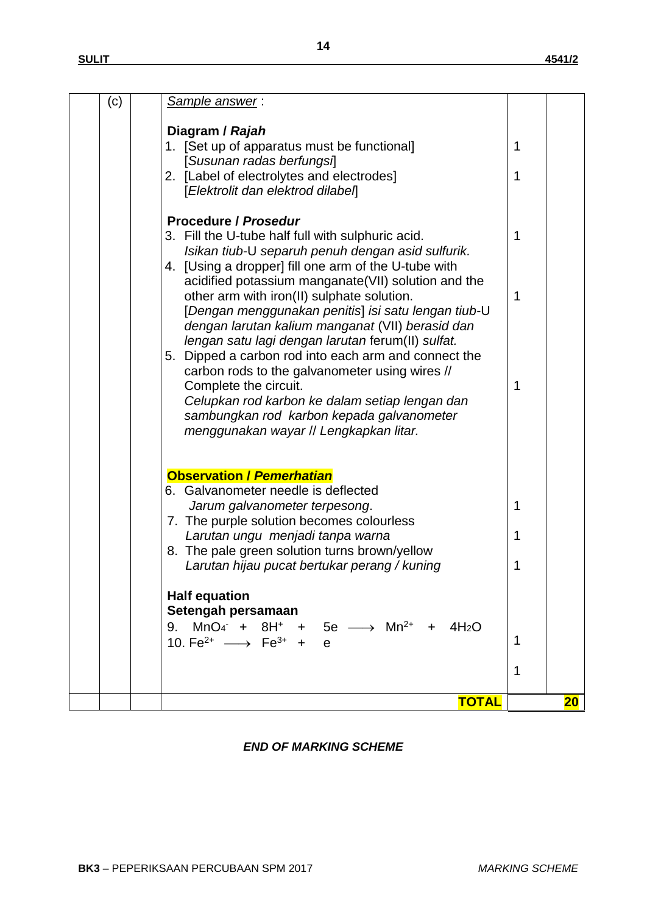| | | | | | |
|---|---|---|---|---|---|
| | (c) | | *Sample answer* : | | |
| | | | **Diagram / *Rajah*** | | |
| | | | 1. [Set up of apparatus must be functional] [*Susunan radas berfungsi*] | 1 | |
| | | | 2. [Label of electrolytes and electrodes] [*Elektrolit dan elektrod dilabel*] | 1 | |
| | | | **Procedure / *Prosedur*** | | |
| | | | 3. Fill the U-tube half full with sulphuric acid. *Isikan tiub-*U *separuh penuh dengan asid sulfurik.* | 1 | |
| | | | 4. [Using a dropper] fill one arm of the U-tube with acidified potassium manganate(VII) solution and the other arm with iron(II) sulphate solution. [*Dengan menggunakan penitis*] *isi satu lengan tiub-*U *dengan larutan kalium manganat* (VII) *berasid dan lengan satu lagi dengan larutan* ferum(II) *sulfat.* | 1 | |
| | | | 5. Dipped a carbon rod into each arm and connect the carbon rods to the galvanometer using wires // Complete the circuit. *Celupkan rod karbon ke dalam setiap lengan dan sambungkan rod karbon kepada galvanometer menggunakan wayar // Lengkapkan litar.* | 1 | |
| | | | **Observation / *Pemerhatian*** | | |
| | | | 6. Galvanometer needle is deflected *Jarum galvanometer terpesong*. | 1 | |
| | | | 7. The purple solution becomes colourless *Larutan ungu menjadi tanpa warna* | 1 | |
| | | | 8. The pale green solution turns brown/yellow *Larutan hijau pucat bertukar perang / kuning* | 1 | |
| | | | **Half equation** **Setengah persamaan** | | |
| | | | 9. $MnO_4^- + 8H^+ + 5e \longrightarrow Mn^{2+} + 4H_2O$ | 1 | |
| | | | 10. $Fe^{2+} \longrightarrow Fe^{3+} + e$ | 1 | |
| | | | **TOTAL** | | **20** |

***END OF MARKING SCHEME***